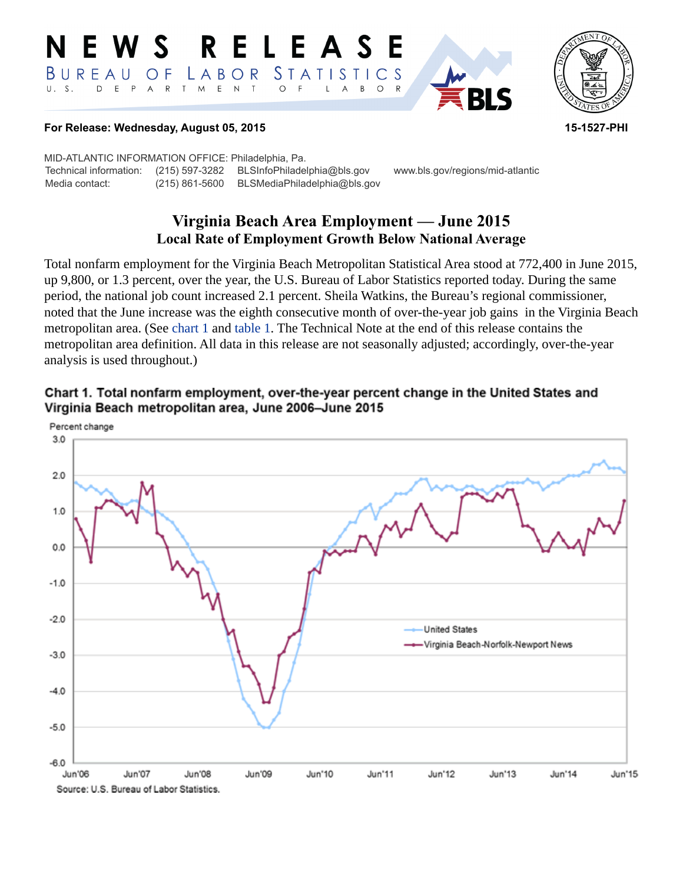# NEWS RELEASE

BUREAU OF LABOR STATISTICS

U. S. DEPARTMENT OF LABOR

**For Release: Wednesday, August 05, 2015** **15-1527-PHI**

MID-ATLANTIC INFORMATION OFFICE: Philadelphia, Pa.

| | | | |
|---|---|---|---|
| Technical information: | (215) 597-3282 | BLSInfoPhiladelphia@bls.gov | www.bls.gov/regions/mid-atlantic |
| Media contact: | (215) 861-5600 | BLSMediaPhiladelphia@bls.gov | |

## Virginia Beach Area Employment — June 2015

### Local Rate of Employment Growth Below National Average

Total nonfarm employment for the Virginia Beach Metropolitan Statistical Area stood at 772,400 in June 2015, up 9,800, or 1.3 percent, over the year, the U.S. Bureau of Labor Statistics reported today. During the same period, the national job count increased 2.1 percent. Sheila Watkins, the Bureau's regional commissioner, noted that the June increase was the eighth consecutive month of over-the-year job gains in the Virginia Beach metropolitan area. (See chart 1 and table 1. The Technical Note at the end of this release contains the metropolitan area definition. All data in this release are not seasonally adjusted; accordingly, over-the-year analysis is used throughout.)

**Chart 1. Total nonfarm employment, over-the-year percent change in the United States and Virginia Beach metropolitan area, June 2006–June 2015**

Source: U.S. Bureau of Labor Statistics.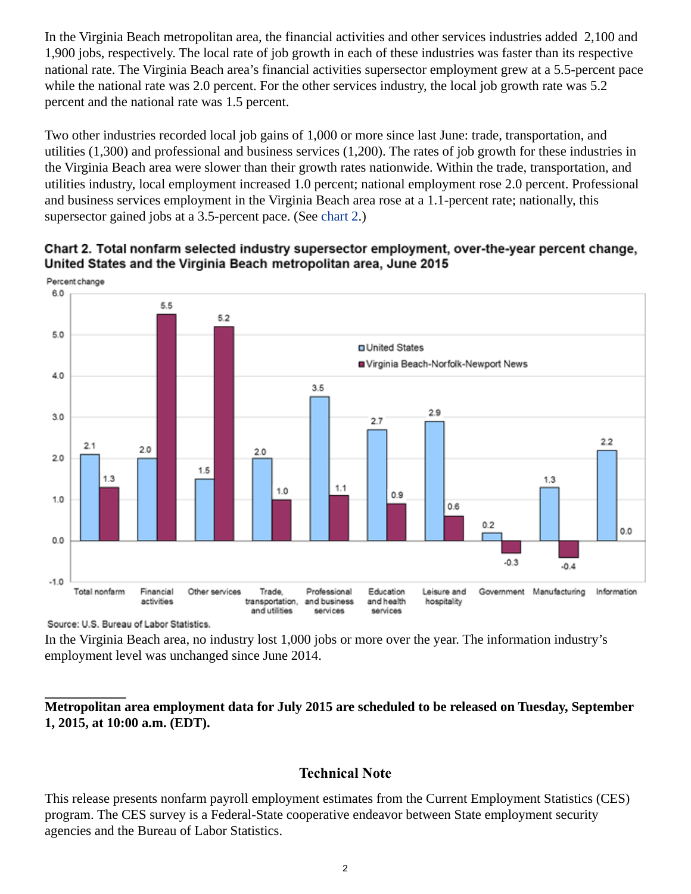In the Virginia Beach metropolitan area, the financial activities and other services industries added 2,100 and 1,900 jobs, respectively. The local rate of job growth in each of these industries was faster than its respective national rate. The Virginia Beach area's financial activities supersector employment grew at a 5.5-percent pace while the national rate was 2.0 percent. For the other services industry, the local job growth rate was 5.2 percent and the national rate was 1.5 percent.

Two other industries recorded local job gains of 1,000 or more since last June: trade, transportation, and utilities (1,300) and professional and business services (1,200). The rates of job growth for these industries in the Virginia Beach area were slower than their growth rates nationwide. Within the trade, transportation, and utilities industry, local employment increased 1.0 percent; national employment rose 2.0 percent. Professional and business services employment in the Virginia Beach area rose at a 1.1-percent rate; nationally, this supersector gained jobs at a 3.5-percent pace. (See chart 2.)

**Chart 2. Total nonfarm selected industry supersector employment, over-the-year percent change, United States and the Virginia Beach metropolitan area, June 2015**

| Industry | United States | Virginia Beach-Norfolk-Newport News |
|---|---|---|
| Total nonfarm | 2.1 | 1.3 |
| Financial activities | 2.0 | 5.5 |
| Other services | 1.5 | 5.2 |
| Trade, transportation, and utilities | 2.0 | 1.0 |
| Professional and business services | 3.5 | 1.1 |
| Education and health services | 2.7 | 0.9 |
| Leisure and hospitality | 2.9 | 0.6 |
| Government | 0.2 | -0.3 |
| Manufacturing | 1.3 | -0.4 |
| Information | 2.2 | 0.0 |

Source: U.S. Bureau of Labor Statistics.

In the Virginia Beach area, no industry lost 1,000 jobs or more over the year. The information industry's employment level was unchanged since June 2014.

---

**Metropolitan area employment data for July 2015 are scheduled to be released on Tuesday, September 1, 2015, at 10:00 a.m. (EDT).**

## Technical Note

This release presents nonfarm payroll employment estimates from the Current Employment Statistics (CES) program. The CES survey is a Federal-State cooperative endeavor between State employment security agencies and the Bureau of Labor Statistics.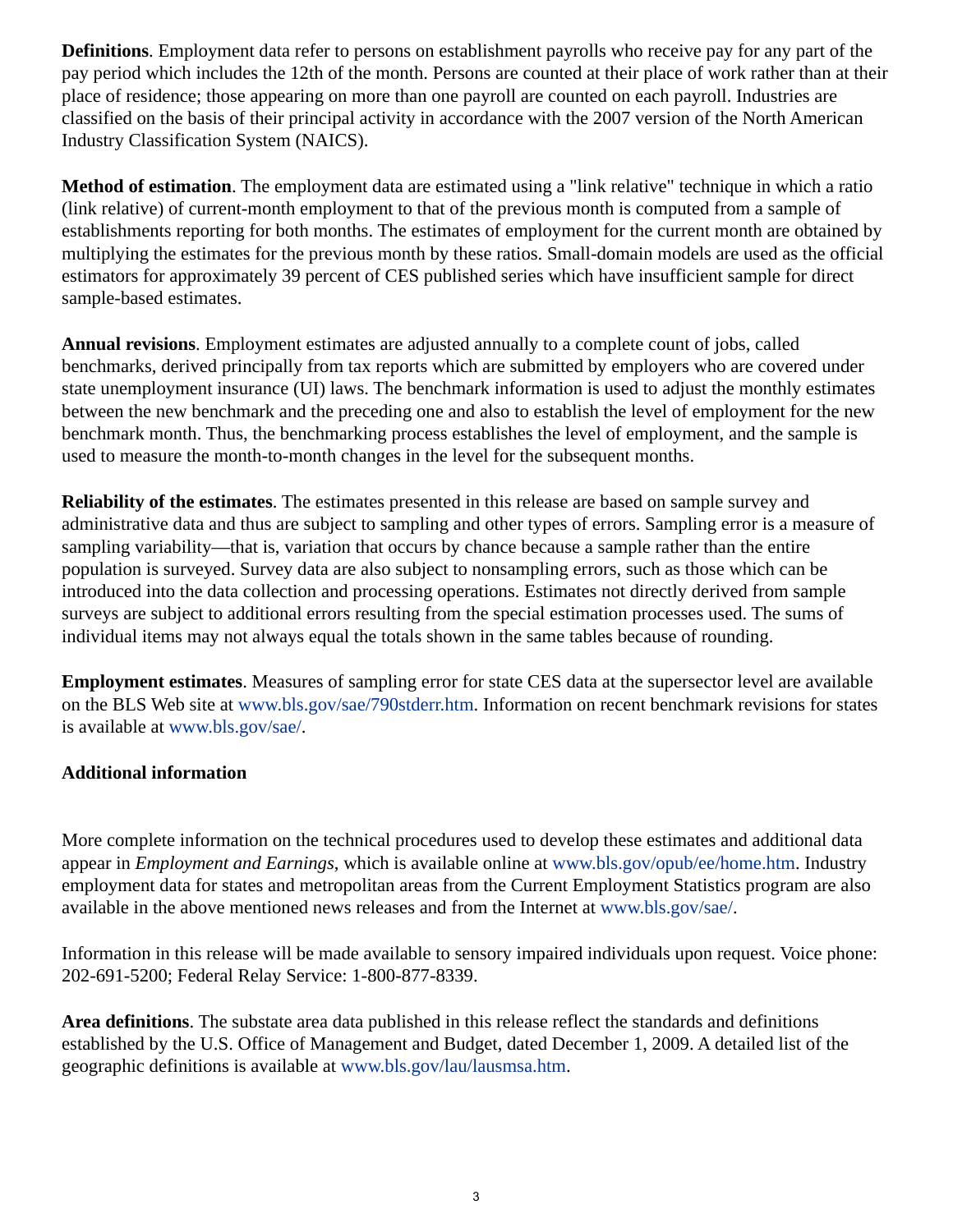**Definitions**. Employment data refer to persons on establishment payrolls who receive pay for any part of the pay period which includes the 12th of the month. Persons are counted at their place of work rather than at their place of residence; those appearing on more than one payroll are counted on each payroll. Industries are classified on the basis of their principal activity in accordance with the 2007 version of the North American Industry Classification System (NAICS).

**Method of estimation**. The employment data are estimated using a "link relative" technique in which a ratio (link relative) of current-month employment to that of the previous month is computed from a sample of establishments reporting for both months. The estimates of employment for the current month are obtained by multiplying the estimates for the previous month by these ratios. Small-domain models are used as the official estimators for approximately 39 percent of CES published series which have insufficient sample for direct sample-based estimates.

**Annual revisions**. Employment estimates are adjusted annually to a complete count of jobs, called benchmarks, derived principally from tax reports which are submitted by employers who are covered under state unemployment insurance (UI) laws. The benchmark information is used to adjust the monthly estimates between the new benchmark and the preceding one and also to establish the level of employment for the new benchmark month. Thus, the benchmarking process establishes the level of employment, and the sample is used to measure the month-to-month changes in the level for the subsequent months.

**Reliability of the estimates**. The estimates presented in this release are based on sample survey and administrative data and thus are subject to sampling and other types of errors. Sampling error is a measure of sampling variability—that is, variation that occurs by chance because a sample rather than the entire population is surveyed. Survey data are also subject to nonsampling errors, such as those which can be introduced into the data collection and processing operations. Estimates not directly derived from sample surveys are subject to additional errors resulting from the special estimation processes used. The sums of individual items may not always equal the totals shown in the same tables because of rounding.

**Employment estimates**. Measures of sampling error for state CES data at the supersector level are available on the BLS Web site at www.bls.gov/sae/790stderr.htm. Information on recent benchmark revisions for states is available at www.bls.gov/sae/.

**Additional information**

More complete information on the technical procedures used to develop these estimates and additional data appear in *Employment and Earnings*, which is available online at www.bls.gov/opub/ee/home.htm. Industry employment data for states and metropolitan areas from the Current Employment Statistics program are also available in the above mentioned news releases and from the Internet at www.bls.gov/sae/.

Information in this release will be made available to sensory impaired individuals upon request. Voice phone: 202-691-5200; Federal Relay Service: 1-800-877-8339.

**Area definitions**. The substate area data published in this release reflect the standards and definitions established by the U.S. Office of Management and Budget, dated December 1, 2009. A detailed list of the geographic definitions is available at www.bls.gov/lau/lausmsa.htm.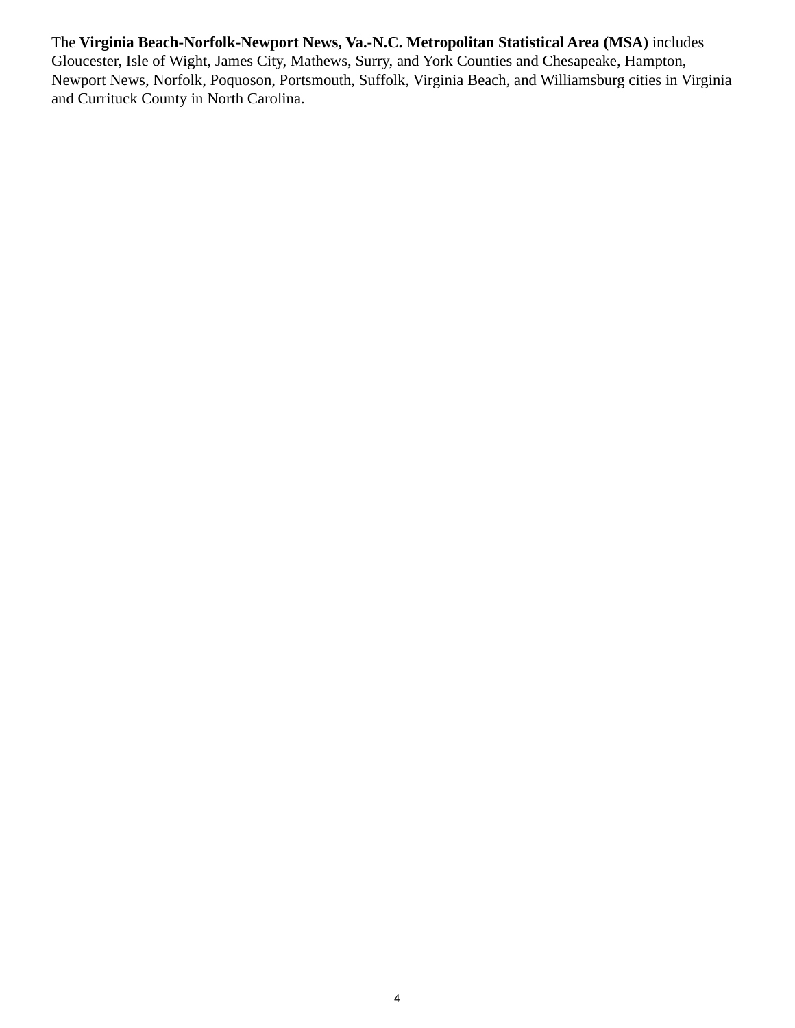The **Virginia Beach-Norfolk-Newport News, Va.-N.C. Metropolitan Statistical Area (MSA)** includes Gloucester, Isle of Wight, James City, Mathews, Surry, and York Counties and Chesapeake, Hampton, Newport News, Norfolk, Poquoson, Portsmouth, Suffolk, Virginia Beach, and Williamsburg cities in Virginia and Currituck County in North Carolina.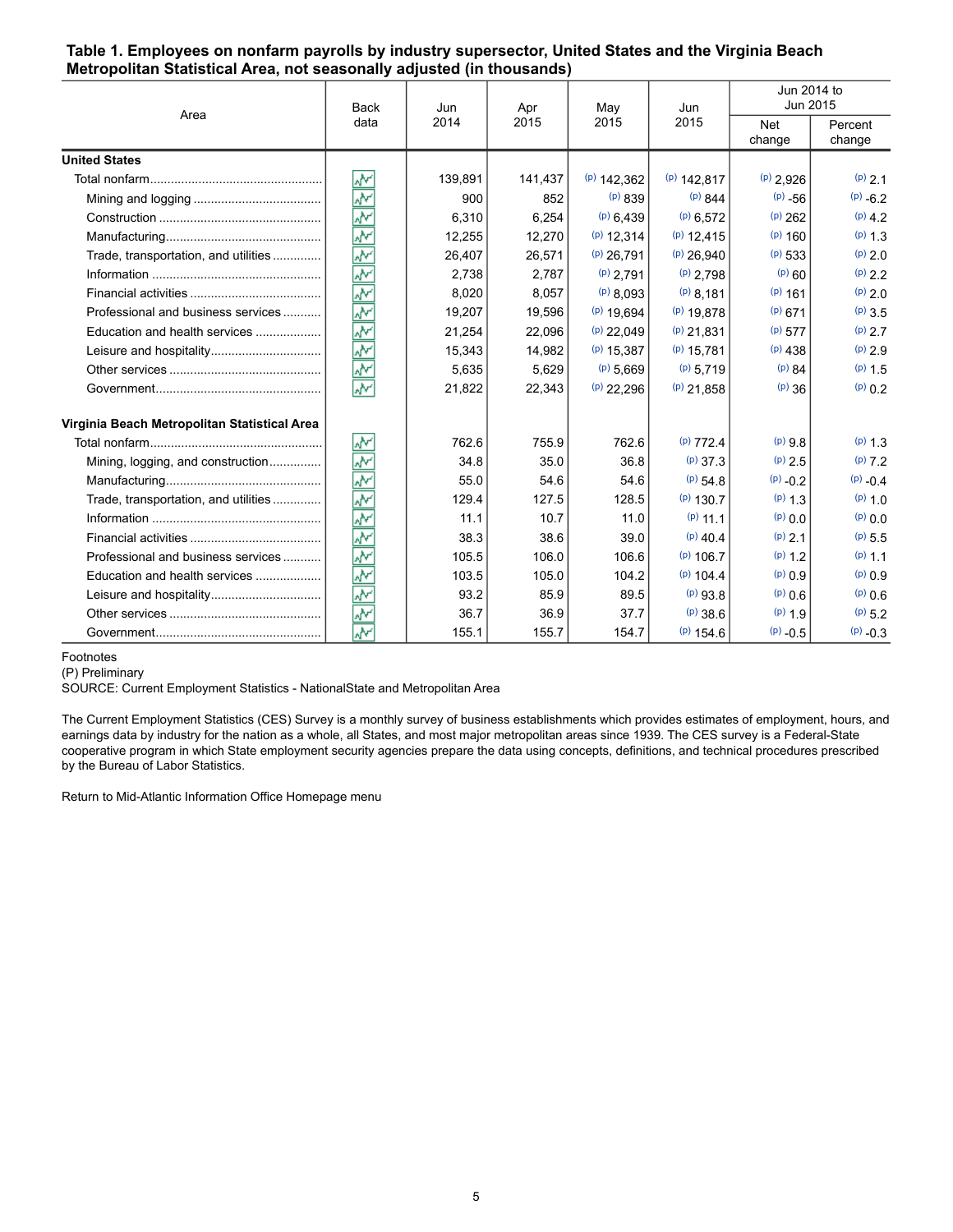**Table 1. Employees on nonfarm payrolls by industry supersector, United States and the Virginia Beach Metropolitan Statistical Area, not seasonally adjusted (in thousands)**

| Area | Back data | Jun 2014 | Apr 2015 | May 2015 | Jun 2015 | Jun 2014 to Jun 2015 | |
|---|---|---|---|---|---|---|---|
| | | | | | | Net change | Percent change |
| **United States** | | | | | | | |
| Total nonfarm | | 139,891 | 141,437 | (p) 142,362 | (p) 142,817 | (p) 2,926 | (p) 2.1 |
| Mining and logging | | 900 | 852 | (p) 839 | (p) 844 | (p) -56 | (p) -6.2 |
| Construction | | 6,310 | 6,254 | (p) 6,439 | (p) 6,572 | (p) 262 | (p) 4.2 |
| Manufacturing | | 12,255 | 12,270 | (p) 12,314 | (p) 12,415 | (p) 160 | (p) 1.3 |
| Trade, transportation, and utilities | | 26,407 | 26,571 | (p) 26,791 | (p) 26,940 | (p) 533 | (p) 2.0 |
| Information | | 2,738 | 2,787 | (p) 2,791 | (p) 2,798 | (p) 60 | (p) 2.2 |
| Financial activities | | 8,020 | 8,057 | (p) 8,093 | (p) 8,181 | (p) 161 | (p) 2.0 |
| Professional and business services | | 19,207 | 19,596 | (p) 19,694 | (p) 19,878 | (p) 671 | (p) 3.5 |
| Education and health services | | 21,254 | 22,096 | (p) 22,049 | (p) 21,831 | (p) 577 | (p) 2.7 |
| Leisure and hospitality | | 15,343 | 14,982 | (p) 15,387 | (p) 15,781 | (p) 438 | (p) 2.9 |
| Other services | | 5,635 | 5,629 | (p) 5,669 | (p) 5,719 | (p) 84 | (p) 1.5 |
| Government | | 21,822 | 22,343 | (p) 22,296 | (p) 21,858 | (p) 36 | (p) 0.2 |
| **Virginia Beach Metropolitan Statistical Area** | | | | | | | |
| Total nonfarm | | 762.6 | 755.9 | 762.6 | (p) 772.4 | (p) 9.8 | (p) 1.3 |
| Mining, logging, and construction | | 34.8 | 35.0 | 36.8 | (p) 37.3 | (p) 2.5 | (p) 7.2 |
| Manufacturing | | 55.0 | 54.6 | 54.6 | (p) 54.8 | (p) -0.2 | (p) -0.4 |
| Trade, transportation, and utilities | | 129.4 | 127.5 | 128.5 | (p) 130.7 | (p) 1.3 | (p) 1.0 |
| Information | | 11.1 | 10.7 | 11.0 | (p) 11.1 | (p) 0.0 | (p) 0.0 |
| Financial activities | | 38.3 | 38.6 | 39.0 | (p) 40.4 | (p) 2.1 | (p) 5.5 |
| Professional and business services | | 105.5 | 106.0 | 106.6 | (p) 106.7 | (p) 1.2 | (p) 1.1 |
| Education and health services | | 103.5 | 105.0 | 104.2 | (p) 104.4 | (p) 0.9 | (p) 0.9 |
| Leisure and hospitality | | 93.2 | 85.9 | 89.5 | (p) 93.8 | (p) 0.6 | (p) 0.6 |
| Other services | | 36.7 | 36.9 | 37.7 | (p) 38.6 | (p) 1.9 | (p) 5.2 |
| Government | | 155.1 | 155.7 | 154.7 | (p) 154.6 | (p) -0.5 | (p) -0.3 |

Footnotes
(P) Preliminary
SOURCE: Current Employment Statistics - NationalState and Metropolitan Area

The Current Employment Statistics (CES) Survey is a monthly survey of business establishments which provides estimates of employment, hours, and earnings data by industry for the nation as a whole, all States, and most major metropolitan areas since 1939. The CES survey is a Federal-State cooperative program in which State employment security agencies prepare the data using concepts, definitions, and technical procedures prescribed by the Bureau of Labor Statistics.

Return to Mid-Atlantic Information Office Homepage menu